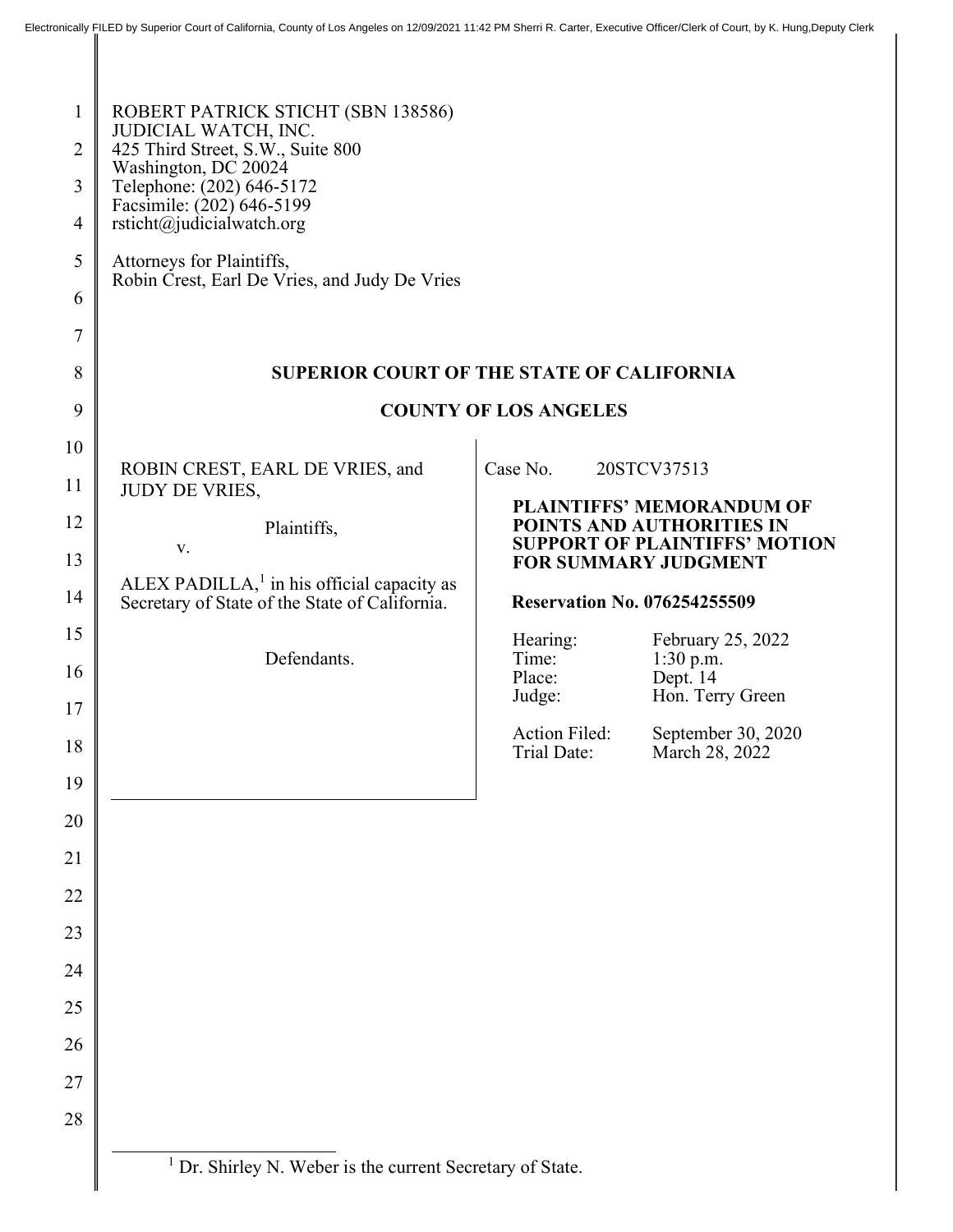Electronically FILED by Superior Court of California, County of Los Angeles on 12/09/2021 11:42 PM Sherri R. Carter, Executive Officer/Clerk of Court, by K. Hung,Deputy Clerk

ROBERT PATRICK STICHT (SBN 138586)
JUDICIAL WATCH, INC.
425 Third Street, S.W., Suite 800
Washington, DC 20024
Telephone: (202) 646-5172
Facsimile: (202) 646-5199
rsticht@judicialwatch.org

Attorneys for Plaintiffs,
Robin Crest, Earl De Vries, and Judy De Vries

**SUPERIOR COURT OF THE STATE OF CALIFORNIA**

**COUNTY OF LOS ANGELES**

ROBIN CREST, EARL DE VRIES, and JUDY DE VRIES,

Plaintiffs,

v.

ALEX PADILLA,[1] in his official capacity as Secretary of State of the State of California.

Defendants.

Case No. 20STCV37513

**PLAINTIFFS' MEMORANDUM OF POINTS AND AUTHORITIES IN SUPPORT OF PLAINTIFFS' MOTION FOR SUMMARY JUDGMENT**

**Reservation No. 076254255509**

| | |
|---|---|
| Hearing: | February 25, 2022 |
| Time: | 1:30 p.m. |
| Place: | Dept. 14 |
| Judge: | Hon. Terry Green |
| Action Filed: | September 30, 2020 |
| Trial Date: | March 28, 2022 |

[1] Dr. Shirley N. Weber is the current Secretary of State.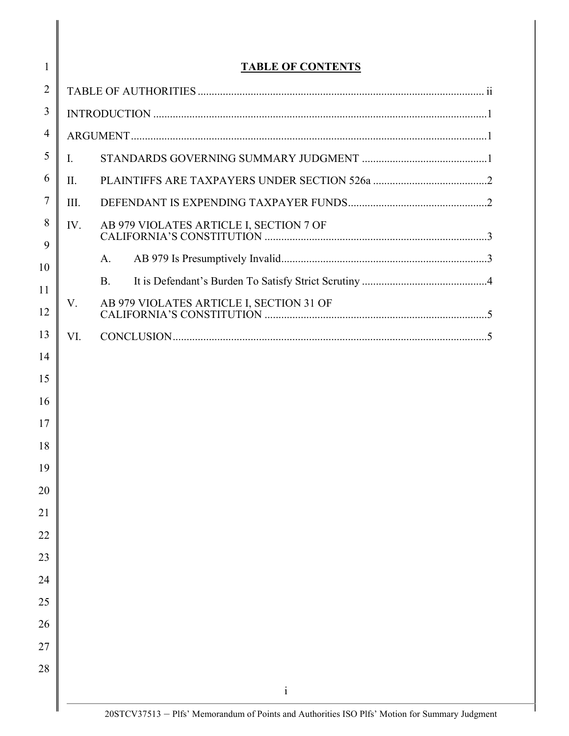## TABLE OF CONTENTS

TABLE OF AUTHORITIES ..... ii

INTRODUCTION ..... 1

ARGUMENT ..... 1

I. STANDARDS GOVERNING SUMMARY JUDGMENT ..... 1

II. PLAINTIFFS ARE TAXPAYERS UNDER SECTION 526a ..... 2

III. DEFENDANT IS EXPENDING TAXPAYER FUNDS ..... 2

IV. AB 979 VIOLATES ARTICLE I, SECTION 7 OF CALIFORNIA'S CONSTITUTION ..... 3

- A. AB 979 Is Presumptively Invalid ..... 3
- B. It is Defendant's Burden To Satisfy Strict Scrutiny ..... 4

V. AB 979 VIOLATES ARTICLE I, SECTION 31 OF CALIFORNIA'S CONSTITUTION ..... 5

VI. CONCLUSION ..... 5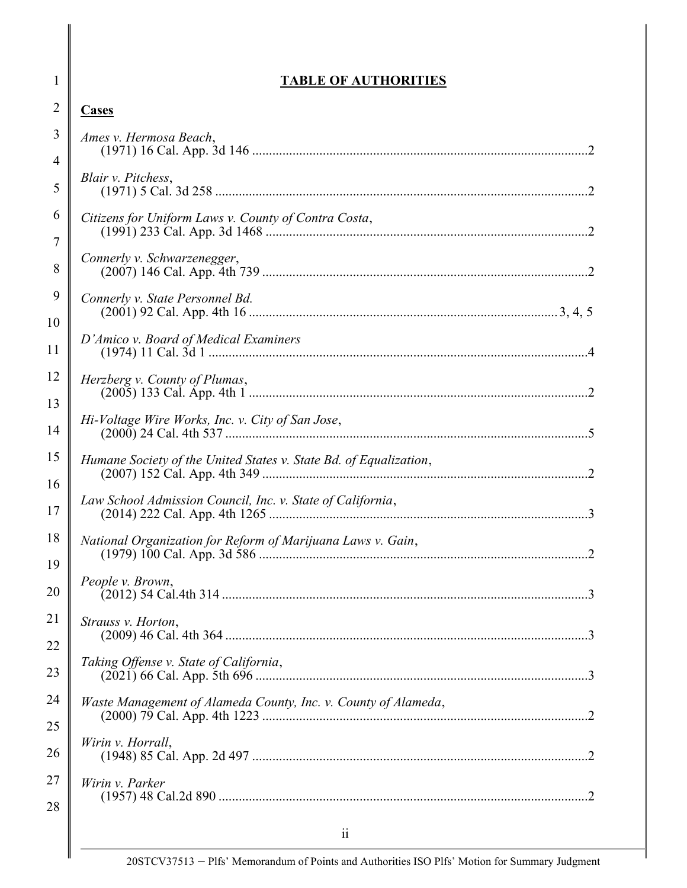# TABLE OF AUTHORITIES

## Cases

*Ames v. Hermosa Beach*,
(1971) 16 Cal. App. 3d 146 .......... 2

*Blair v. Pitchess*,
(1971) 5 Cal. 3d 258 .......... 2

*Citizens for Uniform Laws v. County of Contra Costa*,
(1991) 233 Cal. App. 3d 1468 .......... 2

*Connerly v. Schwarzenegger*,
(2007) 146 Cal. App. 4th 739 .......... 2

*Connerly v. State Personnel Bd.*
(2001) 92 Cal. App. 4th 16 .......... 3, 4, 5

*D'Amico v. Board of Medical Examiners*
(1974) 11 Cal. 3d 1 .......... 4

*Herzberg v. County of Plumas*,
(2005) 133 Cal. App. 4th 1 .......... 2

*Hi-Voltage Wire Works, Inc. v. City of San Jose*,
(2000) 24 Cal. 4th 537 .......... 5

*Humane Society of the United States v. State Bd. of Equalization*,
(2007) 152 Cal. App. 4th 349 .......... 2

*Law School Admission Council, Inc. v. State of California*,
(2014) 222 Cal. App. 4th 1265 .......... 3

*National Organization for Reform of Marijuana Laws v. Gain*,
(1979) 100 Cal. App. 3d 586 .......... 2

*People v. Brown*,
(2012) 54 Cal.4th 314 .......... 3

*Strauss v. Horton*,
(2009) 46 Cal. 4th 364 .......... 3

*Taking Offense v. State of California*,
(2021) 66 Cal. App. 5th 696 .......... 3

*Waste Management of Alameda County, Inc. v. County of Alameda*,
(2000) 79 Cal. App. 4th 1223 .......... 2

*Wirin v. Horrall*,
(1948) 85 Cal. App. 2d 497 .......... 2

*Wirin v. Parker*
(1957) 48 Cal.2d 890 .......... 2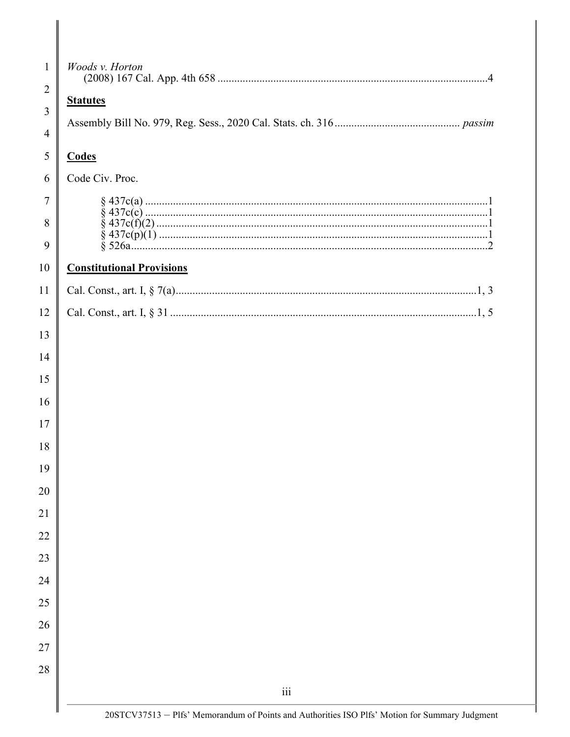*Woods v. Horton*
(2008) 167 Cal. App. 4th 658 ................................................................................................4

**Statutes**

Assembly Bill No. 979, Reg. Sess., 2020 Cal. Stats. ch. 316............................................ *passim*

**Codes**

Code Civ. Proc.

§ 437c(a) ..........................................................................................................................1
§ 437c(c) ..........................................................................................................................1
§ 437c(f)(2) ......................................................................................................................1
§ 437c(p)(1) .....................................................................................................................1
§ 526a...............................................................................................................................2

**Constitutional Provisions**

Cal. Const., art. I, § 7(a)............................................................................................................1, 3

Cal. Const., art. I, § 31 .............................................................................................................1, 5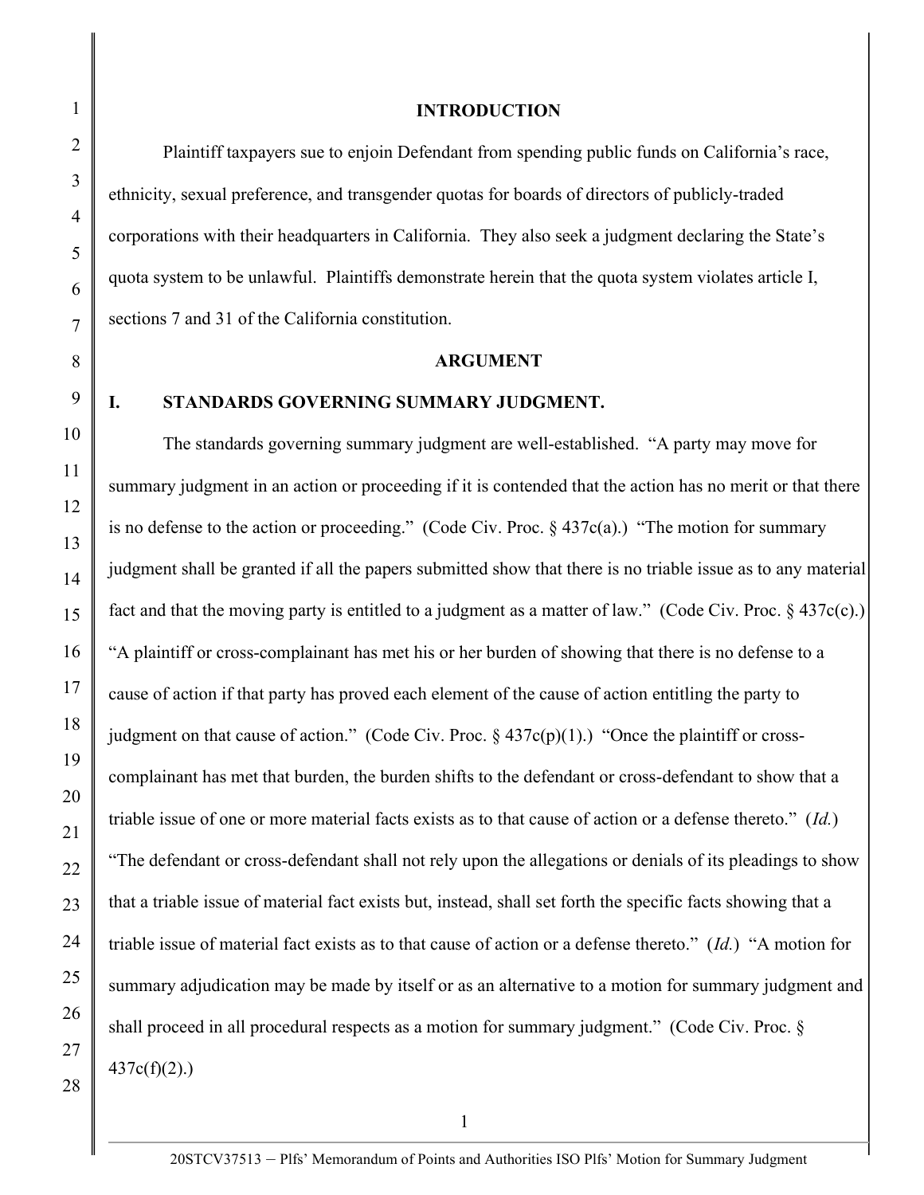## INTRODUCTION

Plaintiff taxpayers sue to enjoin Defendant from spending public funds on California's race, ethnicity, sexual preference, and transgender quotas for boards of directors of publicly-traded corporations with their headquarters in California. They also seek a judgment declaring the State's quota system to be unlawful. Plaintiffs demonstrate herein that the quota system violates article I, sections 7 and 31 of the California constitution.

## ARGUMENT

### I. STANDARDS GOVERNING SUMMARY JUDGMENT.

The standards governing summary judgment are well-established. "A party may move for summary judgment in an action or proceeding if it is contended that the action has no merit or that there is no defense to the action or proceeding." (Code Civ. Proc. § 437c(a).) "The motion for summary judgment shall be granted if all the papers submitted show that there is no triable issue as to any material fact and that the moving party is entitled to a judgment as a matter of law." (Code Civ. Proc. § 437c(c).) "A plaintiff or cross-complainant has met his or her burden of showing that there is no defense to a cause of action if that party has proved each element of the cause of action entitling the party to judgment on that cause of action." (Code Civ. Proc. § 437c(p)(1).) "Once the plaintiff or cross-complainant has met that burden, the burden shifts to the defendant or cross-defendant to show that a triable issue of one or more material facts exists as to that cause of action or a defense thereto." (*Id.*) "The defendant or cross-defendant shall not rely upon the allegations or denials of its pleadings to show that a triable issue of material fact exists but, instead, shall set forth the specific facts showing that a triable issue of material fact exists as to that cause of action or a defense thereto." (*Id.*) "A motion for summary adjudication may be made by itself or as an alternative to a motion for summary judgment and shall proceed in all procedural respects as a motion for summary judgment." (Code Civ. Proc. § 437c(f)(2).)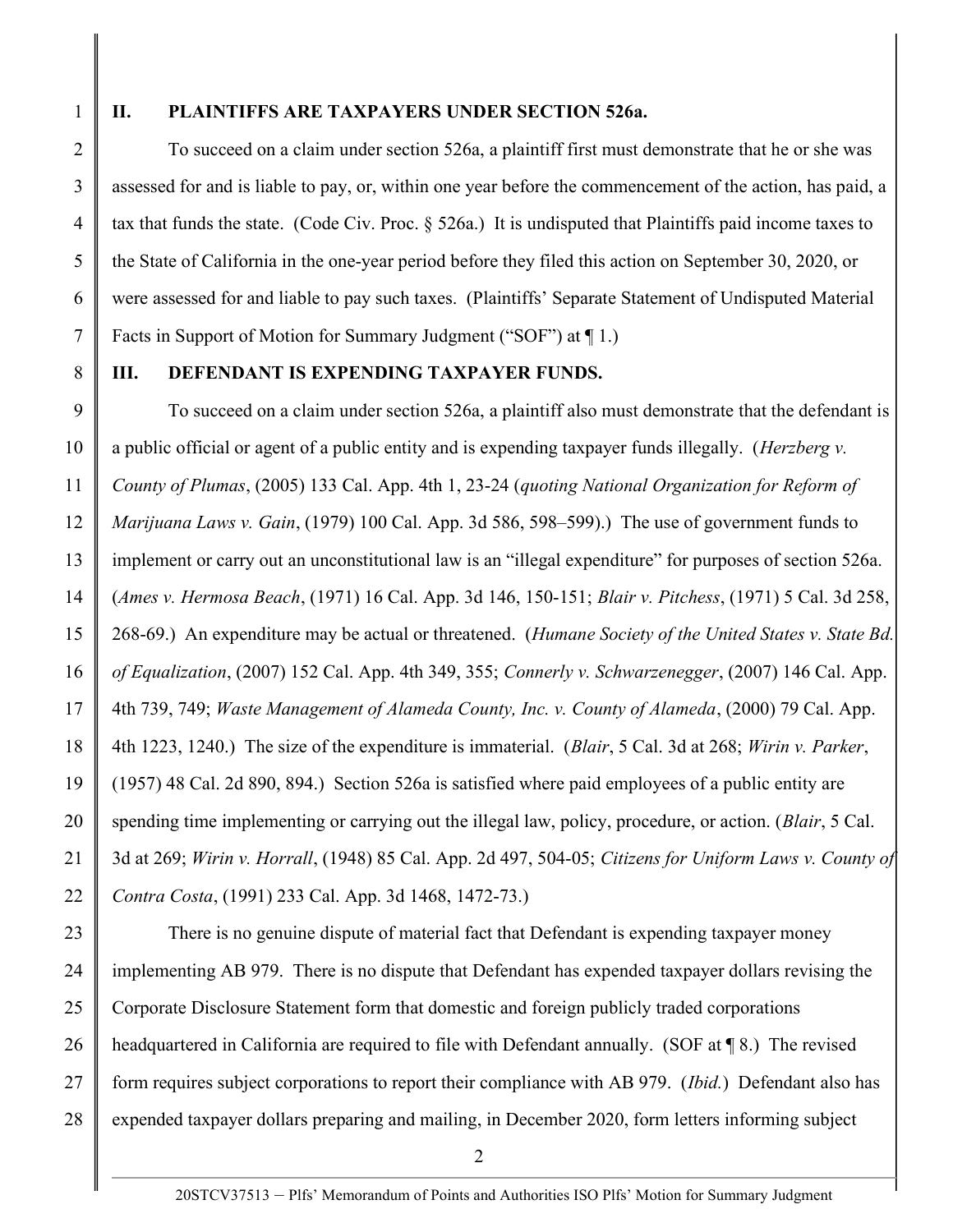## II. PLAINTIFFS ARE TAXPAYERS UNDER SECTION 526a.

To succeed on a claim under section 526a, a plaintiff first must demonstrate that he or she was assessed for and is liable to pay, or, within one year before the commencement of the action, has paid, a tax that funds the state. (Code Civ. Proc. § 526a.) It is undisputed that Plaintiffs paid income taxes to the State of California in the one-year period before they filed this action on September 30, 2020, or were assessed for and liable to pay such taxes. (Plaintiffs' Separate Statement of Undisputed Material Facts in Support of Motion for Summary Judgment ("SOF") at ¶ 1.)

## III. DEFENDANT IS EXPENDING TAXPAYER FUNDS.

To succeed on a claim under section 526a, a plaintiff also must demonstrate that the defendant is a public official or agent of a public entity and is expending taxpayer funds illegally. (*Herzberg v. County of Plumas*, (2005) 133 Cal. App. 4th 1, 23-24 (*quoting National Organization for Reform of Marijuana Laws v. Gain*, (1979) 100 Cal. App. 3d 586, 598–599).) The use of government funds to implement or carry out an unconstitutional law is an "illegal expenditure" for purposes of section 526a. (*Ames v. Hermosa Beach*, (1971) 16 Cal. App. 3d 146, 150-151; *Blair v. Pitchess*, (1971) 5 Cal. 3d 258, 268-69.) An expenditure may be actual or threatened. (*Humane Society of the United States v. State Bd. of Equalization*, (2007) 152 Cal. App. 4th 349, 355; *Connerly v. Schwarzenegger*, (2007) 146 Cal. App. 4th 739, 749; *Waste Management of Alameda County, Inc. v. County of Alameda*, (2000) 79 Cal. App. 4th 1223, 1240.) The size of the expenditure is immaterial. (*Blair*, 5 Cal. 3d at 268; *Wirin v. Parker*, (1957) 48 Cal. 2d 890, 894.) Section 526a is satisfied where paid employees of a public entity are spending time implementing or carrying out the illegal law, policy, procedure, or action. (*Blair*, 5 Cal. 3d at 269; *Wirin v. Horrall*, (1948) 85 Cal. App. 2d 497, 504-05; *Citizens for Uniform Laws v. County of Contra Costa*, (1991) 233 Cal. App. 3d 1468, 1472-73.)

There is no genuine dispute of material fact that Defendant is expending taxpayer money implementing AB 979. There is no dispute that Defendant has expended taxpayer dollars revising the Corporate Disclosure Statement form that domestic and foreign publicly traded corporations headquartered in California are required to file with Defendant annually. (SOF at ¶ 8.) The revised form requires subject corporations to report their compliance with AB 979. (*Ibid.*) Defendant also has expended taxpayer dollars preparing and mailing, in December 2020, form letters informing subject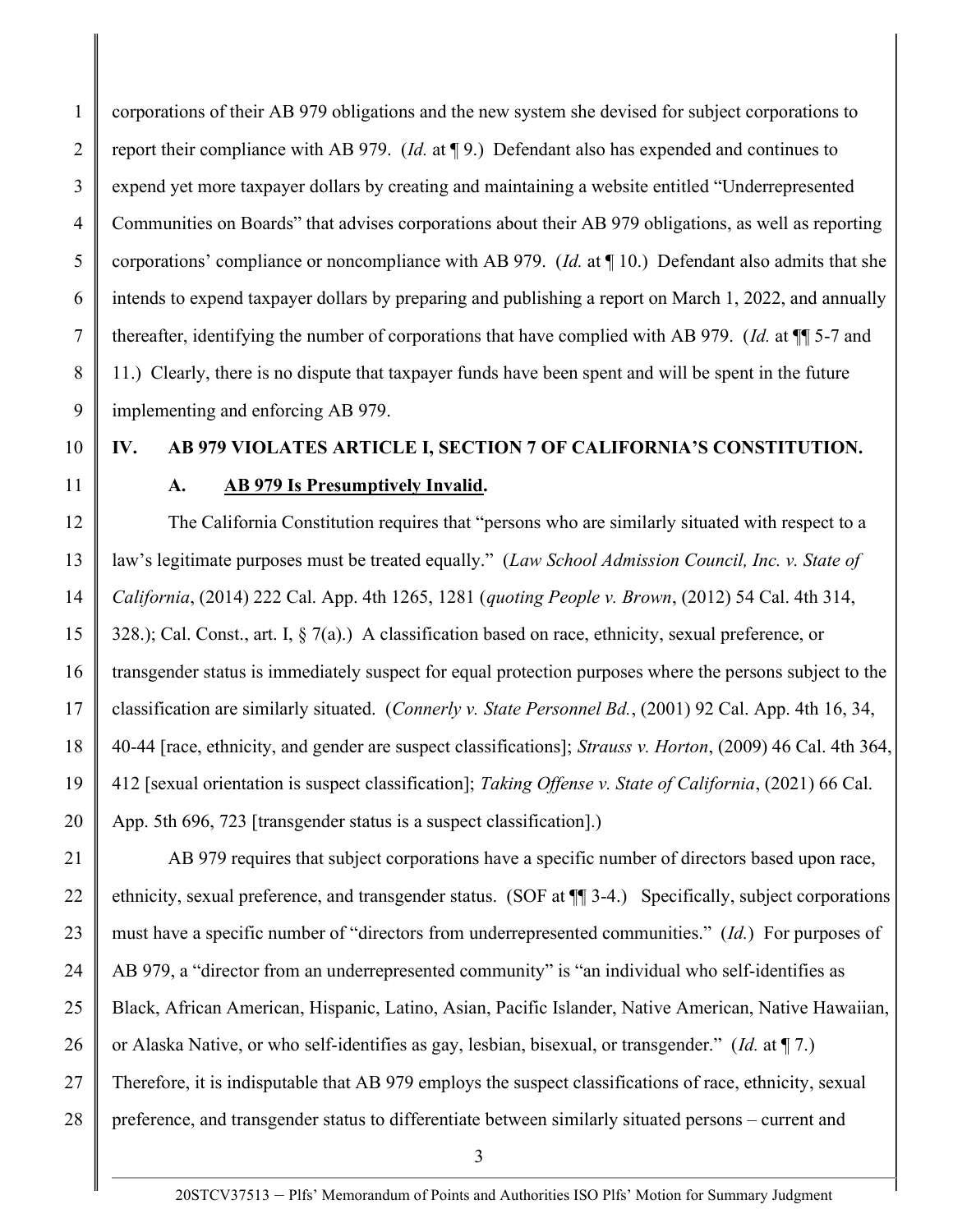corporations of their AB 979 obligations and the new system she devised for subject corporations to report their compliance with AB 979. (*Id.* at ¶ 9.) Defendant also has expended and continues to expend yet more taxpayer dollars by creating and maintaining a website entitled "Underrepresented Communities on Boards" that advises corporations about their AB 979 obligations, as well as reporting corporations' compliance or noncompliance with AB 979. (*Id.* at ¶ 10.) Defendant also admits that she intends to expend taxpayer dollars by preparing and publishing a report on March 1, 2022, and annually thereafter, identifying the number of corporations that have complied with AB 979. (*Id.* at ¶¶ 5-7 and 11.) Clearly, there is no dispute that taxpayer funds have been spent and will be spent in the future implementing and enforcing AB 979.

## IV. AB 979 VIOLATES ARTICLE I, SECTION 7 OF CALIFORNIA'S CONSTITUTION.

### A. AB 979 Is Presumptively Invalid.

The California Constitution requires that "persons who are similarly situated with respect to a law's legitimate purposes must be treated equally." (*Law School Admission Council, Inc. v. State of California*, (2014) 222 Cal. App. 4th 1265, 1281 (*quoting People v. Brown*, (2012) 54 Cal. 4th 314, 328.); Cal. Const., art. I, § 7(a).) A classification based on race, ethnicity, sexual preference, or transgender status is immediately suspect for equal protection purposes where the persons subject to the classification are similarly situated. (*Connerly v. State Personnel Bd.*, (2001) 92 Cal. App. 4th 16, 34, 40-44 [race, ethnicity, and gender are suspect classifications]; *Strauss v. Horton*, (2009) 46 Cal. 4th 364, 412 [sexual orientation is suspect classification]; *Taking Offense v. State of California*, (2021) 66 Cal. App. 5th 696, 723 [transgender status is a suspect classification].)

AB 979 requires that subject corporations have a specific number of directors based upon race, ethnicity, sexual preference, and transgender status. (SOF at ¶¶ 3-4.) Specifically, subject corporations must have a specific number of "directors from underrepresented communities." (*Id.*) For purposes of AB 979, a "director from an underrepresented community" is "an individual who self-identifies as Black, African American, Hispanic, Latino, Asian, Pacific Islander, Native American, Native Hawaiian, or Alaska Native, or who self-identifies as gay, lesbian, bisexual, or transgender." (*Id.* at ¶ 7.) Therefore, it is indisputable that AB 979 employs the suspect classifications of race, ethnicity, sexual preference, and transgender status to differentiate between similarly situated persons – current and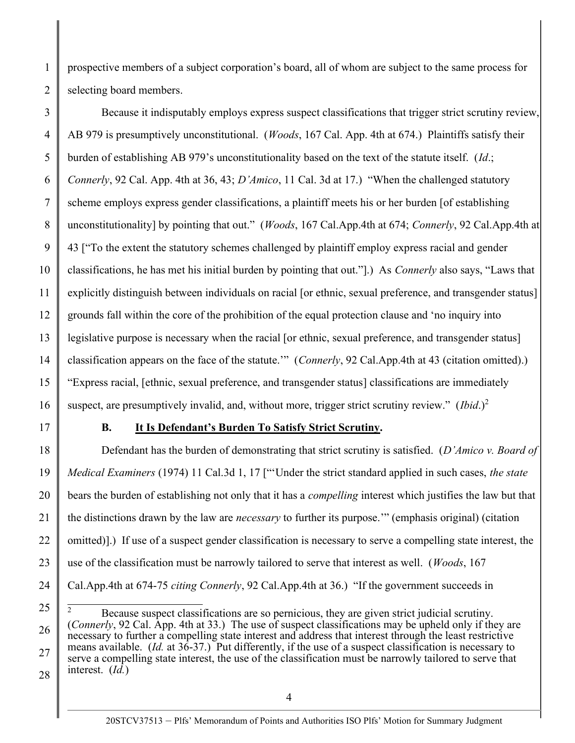prospective members of a subject corporation's board, all of whom are subject to the same process for selecting board members.

Because it indisputably employs express suspect classifications that trigger strict scrutiny review, AB 979 is presumptively unconstitutional. (*Woods*, 167 Cal. App. 4th at 674.) Plaintiffs satisfy their burden of establishing AB 979's unconstitutionality based on the text of the statute itself. (*Id*.; *Connerly*, 92 Cal. App. 4th at 36, 43; *D'Amico*, 11 Cal. 3d at 17.) "When the challenged statutory scheme employs express gender classifications, a plaintiff meets his or her burden [of establishing unconstitutionality] by pointing that out." (*Woods*, 167 Cal.App.4th at 674; *Connerly*, 92 Cal.App.4th at 43 ["To the extent the statutory schemes challenged by plaintiff employ express racial and gender classifications, he has met his initial burden by pointing that out."].) As *Connerly* also says, "Laws that explicitly distinguish between individuals on racial [or ethnic, sexual preference, and transgender status] grounds fall within the core of the prohibition of the equal protection clause and 'no inquiry into legislative purpose is necessary when the racial [or ethnic, sexual preference, and transgender status] classification appears on the face of the statute.'" (*Connerly*, 92 Cal.App.4th at 43 (citation omitted).) "Express racial, [ethnic, sexual preference, and transgender status] classifications are immediately suspect, are presumptively invalid, and, without more, trigger strict scrutiny review." (*Ibid*.)[2]

### B. **<u>It Is Defendant's Burden To Satisfy Strict Scrutiny</u>.**

Defendant has the burden of demonstrating that strict scrutiny is satisfied. (*D'Amico v. Board of Medical Examiners* (1974) 11 Cal.3d 1, 17 ["'Under the strict standard applied in such cases, *the state* bears the burden of establishing not only that it has a *compelling* interest which justifies the law but that the distinctions drawn by the law are *necessary* to further its purpose.'" (emphasis original) (citation omitted)].) If use of a suspect gender classification is necessary to serve a compelling state interest, the use of the classification must be narrowly tailored to serve that interest as well. (*Woods*, 167 Cal.App.4th at 674-75 *citing Connerly*, 92 Cal.App.4th at 36.) "If the government succeeds in

---

[2] Because suspect classifications are so pernicious, they are given strict judicial scrutiny. (*Connerly*, 92 Cal. App. 4th at 33.) The use of suspect classifications may be upheld only if they are necessary to further a compelling state interest and address that interest through the least restrictive means available. (*Id.* at 36-37.) Put differently, if the use of a suspect classification is necessary to serve a compelling state interest, the use of the classification must be narrowly tailored to serve that interest. (*Id.*)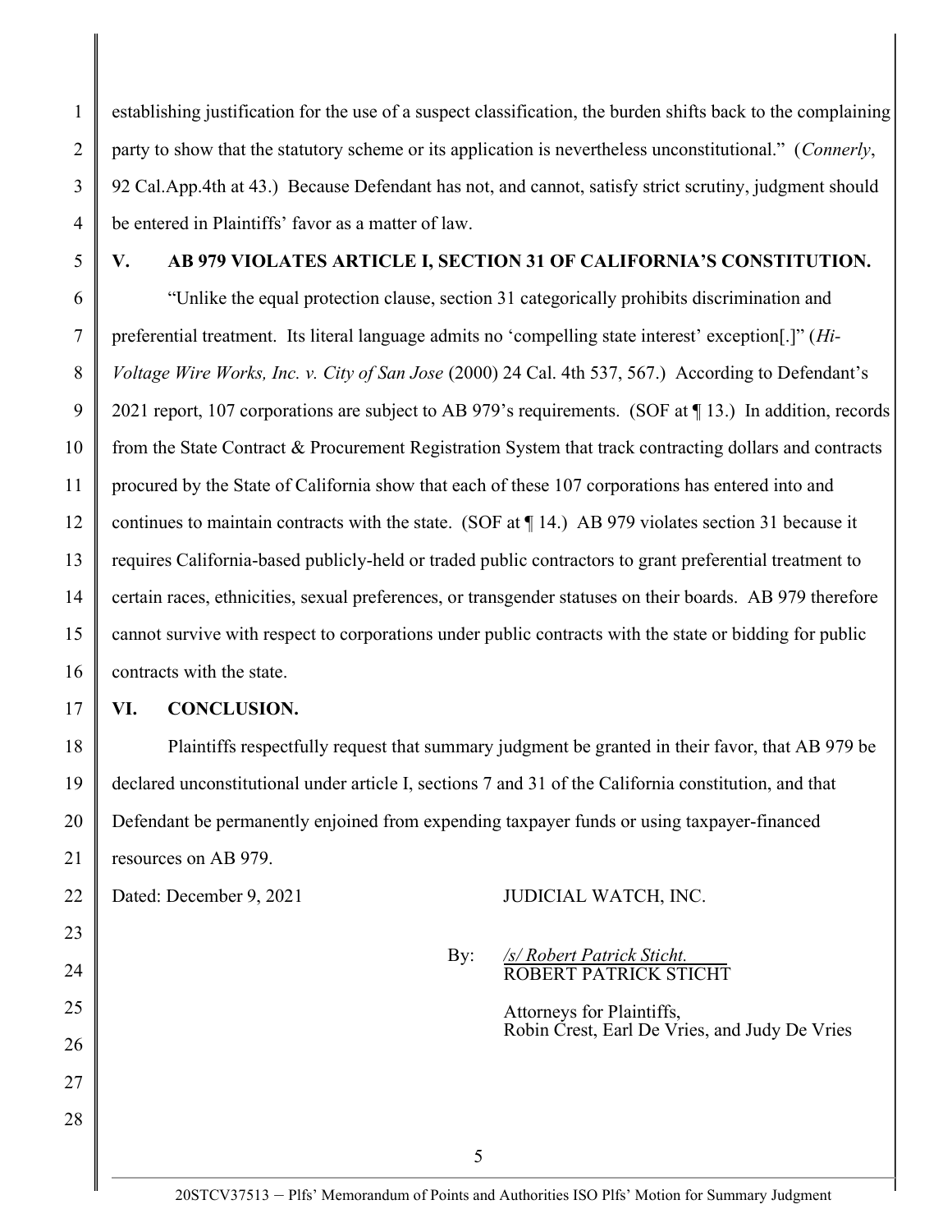establishing justification for the use of a suspect classification, the burden shifts back to the complaining party to show that the statutory scheme or its application is nevertheless unconstitutional." (*Connerly*, 92 Cal.App.4th at 43.) Because Defendant has not, and cannot, satisfy strict scrutiny, judgment should be entered in Plaintiffs' favor as a matter of law.

## V. AB 979 VIOLATES ARTICLE I, SECTION 31 OF CALIFORNIA'S CONSTITUTION.

"Unlike the equal protection clause, section 31 categorically prohibits discrimination and preferential treatment. Its literal language admits no 'compelling state interest' exception[.]" (*Hi-Voltage Wire Works, Inc. v. City of San Jose* (2000) 24 Cal. 4th 537, 567.) According to Defendant's 2021 report, 107 corporations are subject to AB 979's requirements. (SOF at ¶ 13.) In addition, records from the State Contract & Procurement Registration System that track contracting dollars and contracts procured by the State of California show that each of these 107 corporations has entered into and continues to maintain contracts with the state. (SOF at ¶ 14.) AB 979 violates section 31 because it requires California-based publicly-held or traded public contractors to grant preferential treatment to certain races, ethnicities, sexual preferences, or transgender statuses on their boards. AB 979 therefore cannot survive with respect to corporations under public contracts with the state or bidding for public contracts with the state.

## VI. CONCLUSION.

Plaintiffs respectfully request that summary judgment be granted in their favor, that AB 979 be declared unconstitutional under article I, sections 7 and 31 of the California constitution, and that Defendant be permanently enjoined from expending taxpayer funds or using taxpayer-financed resources on AB 979.

Dated: December 9, 2021

JUDICIAL WATCH, INC.

By: */s/ Robert Patrick Sticht.*
ROBERT PATRICK STICHT

Attorneys for Plaintiffs,
Robin Crest, Earl De Vries, and Judy De Vries